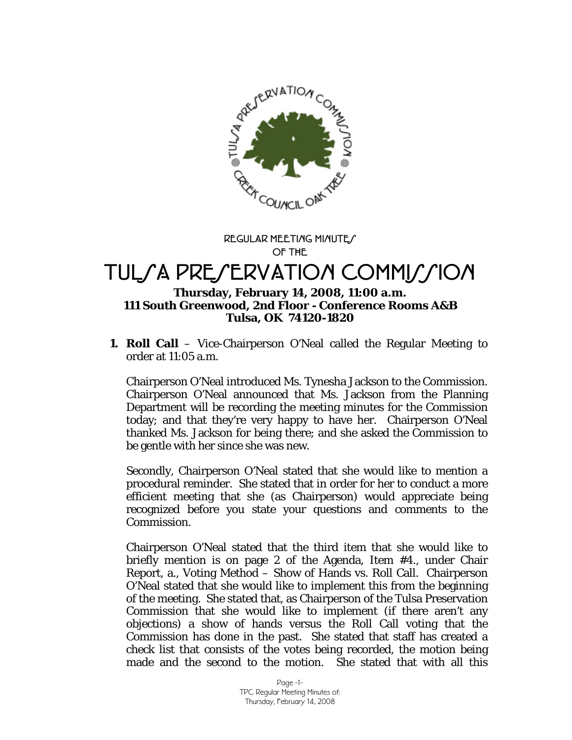REGULAR MEETING MINUTES

OF THE

# TULSA PRESERVATION COMMISSION

**Thursday, February 14, 2008, 11:00 a.m.**
**111 South Greenwood, 2nd Floor - Conference Rooms A&B**
**Tulsa, OK 74120-1820**

1. **Roll Call** – Vice-Chairperson O'Neal called the Regular Meeting to order at 11:05 a.m.

   Chairperson O'Neal introduced Ms. Tynesha Jackson to the Commission. Chairperson O'Neal announced that Ms. Jackson from the Planning Department will be recording the meeting minutes for the Commission today; and that they're very happy to have her. Chairperson O'Neal thanked Ms. Jackson for being there; and she asked the Commission to be gentle with her since she was new.

   Secondly, Chairperson O'Neal stated that she would like to mention a procedural reminder. She stated that in order for her to conduct a more efficient meeting that she (as Chairperson) would appreciate being recognized before you state your questions and comments to the Commission.

   Chairperson O'Neal stated that the third item that she would like to briefly mention is on page 2 of the Agenda, Item #4., under Chair Report, a., Voting Method – Show of Hands vs. Roll Call. Chairperson O'Neal stated that she would like to implement this from the beginning of the meeting. She stated that, as Chairperson of the Tulsa Preservation Commission that she would like to implement (if there aren't any objections) a show of hands versus the Roll Call voting that the Commission has done in the past. She stated that staff has created a check list that consists of the votes being recorded, the motion being made and the second to the motion. She stated that with all this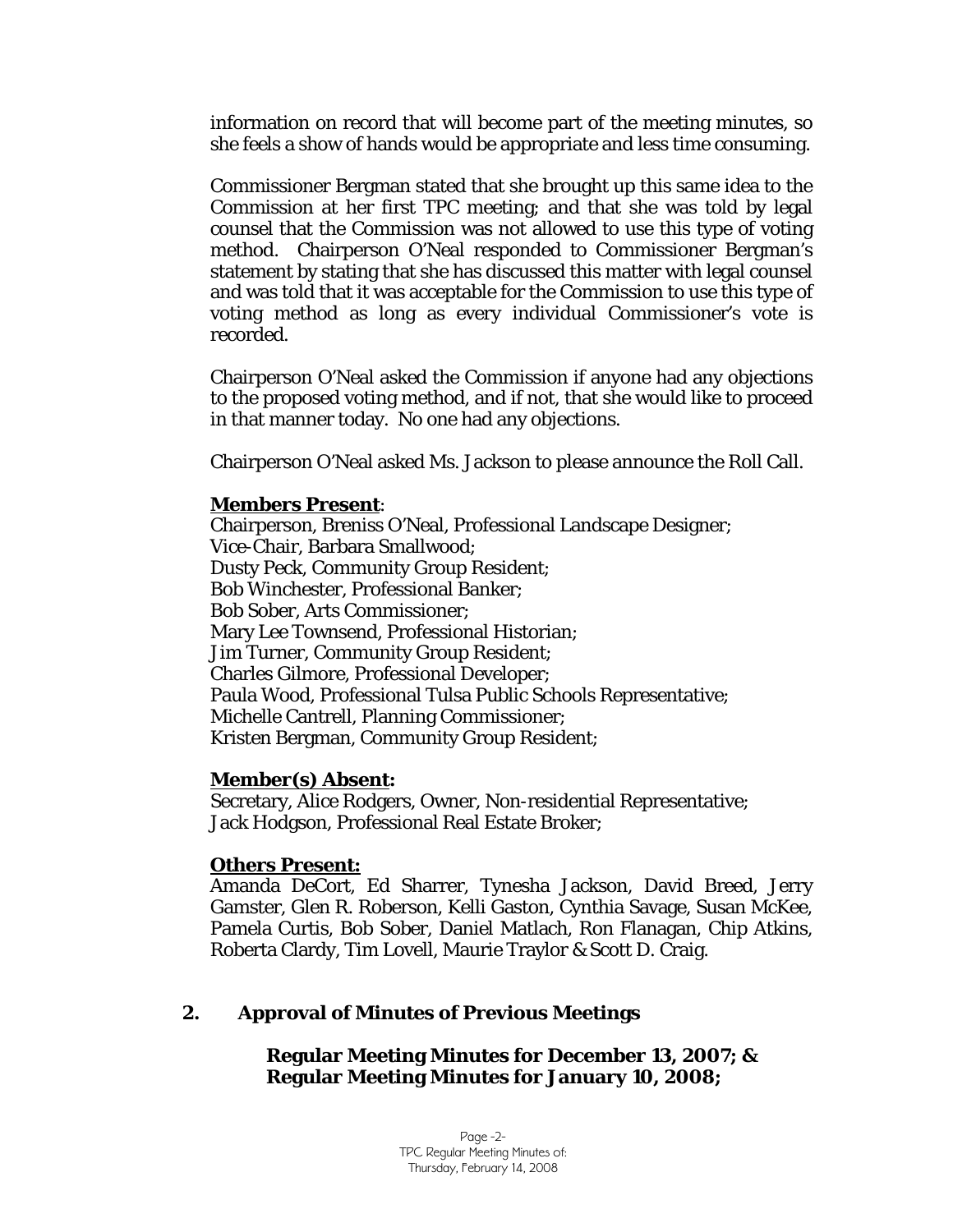information on record that will become part of the meeting minutes, so she feels a show of hands would be appropriate and less time consuming.

Commissioner Bergman stated that she brought up this same idea to the Commission at her first TPC meeting; and that she was told by legal counsel that the Commission was not allowed to use this type of voting method. Chairperson O'Neal responded to Commissioner Bergman's statement by stating that she has discussed this matter with legal counsel and was told that it was acceptable for the Commission to use this type of voting method as long as every individual Commissioner's vote is recorded.

Chairperson O'Neal asked the Commission if anyone had any objections to the proposed voting method, and if not, that she would like to proceed in that manner today. No one had any objections.

Chairperson O'Neal asked Ms. Jackson to please announce the Roll Call.

**Members Present**:
Chairperson, Breniss O'Neal, Professional Landscape Designer;
Vice-Chair, Barbara Smallwood;
Dusty Peck, Community Group Resident;
Bob Winchester, Professional Banker;
Bob Sober, Arts Commissioner;
Mary Lee Townsend, Professional Historian;
Jim Turner, Community Group Resident;
Charles Gilmore, Professional Developer;
Paula Wood, Professional Tulsa Public Schools Representative;
Michelle Cantrell, Planning Commissioner;
Kristen Bergman, Community Group Resident;

**Member(s) Absent:**
Secretary, Alice Rodgers, Owner, Non-residential Representative;
Jack Hodgson, Professional Real Estate Broker;

**Others Present:**
Amanda DeCort, Ed Sharrer, Tynesha Jackson, David Breed, Jerry Gamster, Glen R. Roberson, Kelli Gaston, Cynthia Savage, Susan McKee, Pamela Curtis, Bob Sober, Daniel Matlach, Ron Flanagan, Chip Atkins, Roberta Clardy, Tim Lovell, Maurie Traylor & Scott D. Craig.

## 2. Approval of Minutes of Previous Meetings

**Regular Meeting Minutes for December 13, 2007; &**
**Regular Meeting Minutes for January 10, 2008;**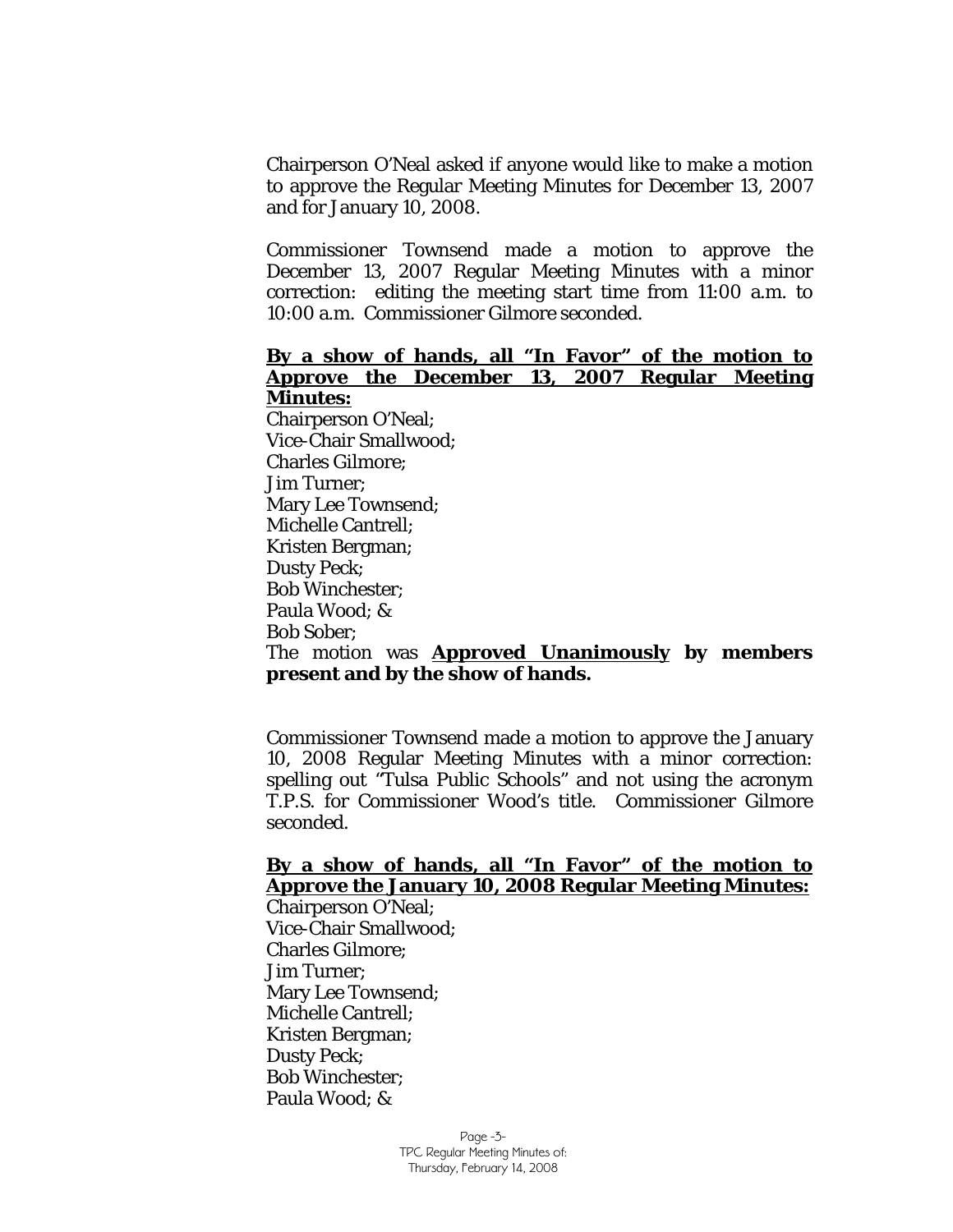Chairperson O'Neal asked if anyone would like to make a motion to approve the Regular Meeting Minutes for December 13, 2007 and for January 10, 2008.

Commissioner Townsend made a motion to approve the December 13, 2007 Regular Meeting Minutes with a minor correction: editing the meeting start time from 11:00 a.m. to 10:00 a.m. Commissioner Gilmore seconded.

**By a show of hands, all "In Favor" of the motion to Approve the December 13, 2007 Regular Meeting Minutes:**

Chairperson O'Neal;
Vice-Chair Smallwood;
Charles Gilmore;
Jim Turner;
Mary Lee Townsend;
Michelle Cantrell;
Kristen Bergman;
Dusty Peck;
Bob Winchester;
Paula Wood; &
Bob Sober;

The motion was **Approved Unanimously by members present and by the show of hands.**

Commissioner Townsend made a motion to approve the January 10, 2008 Regular Meeting Minutes with a minor correction: spelling out "Tulsa Public Schools" and not using the acronym T.P.S. for Commissioner Wood's title. Commissioner Gilmore seconded.

**By a show of hands, all "In Favor" of the motion to Approve the January 10, 2008 Regular Meeting Minutes:**

Chairperson O'Neal;
Vice-Chair Smallwood;
Charles Gilmore;
Jim Turner;
Mary Lee Townsend;
Michelle Cantrell;
Kristen Bergman;
Dusty Peck;
Bob Winchester;
Paula Wood; &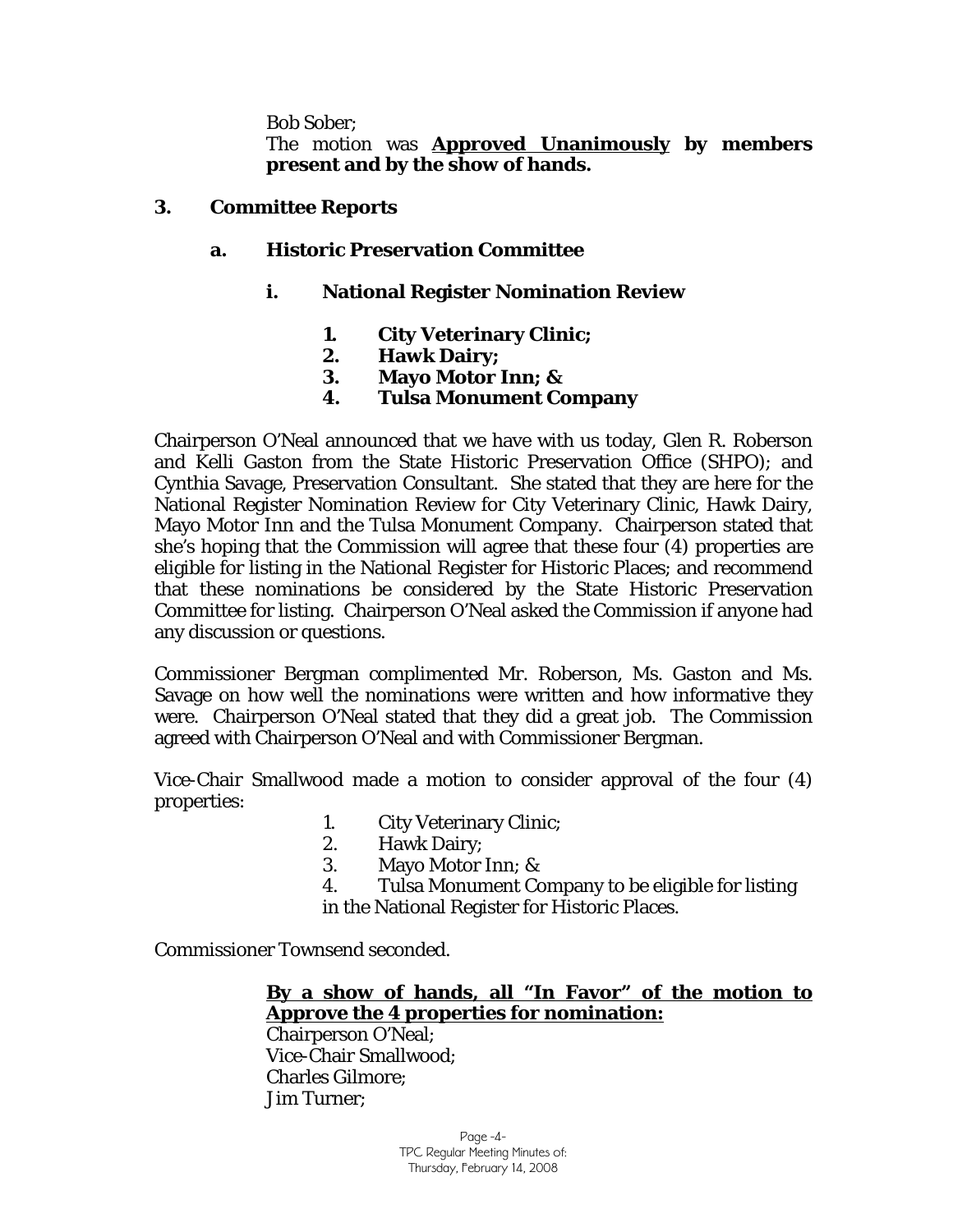Bob Sober;
The motion was **<u>Approved Unanimously</u> by members present and by the show of hands.**

**3. Committee Reports**

**a. Historic Preservation Committee**

**i. National Register Nomination Review**

1. **City Veterinary Clinic;**
2. **Hawk Dairy;**
3. **Mayo Motor Inn; &**
4. **Tulsa Monument Company**

Chairperson O'Neal announced that we have with us today, Glen R. Roberson and Kelli Gaston from the State Historic Preservation Office (SHPO); and Cynthia Savage, Preservation Consultant. She stated that they are here for the National Register Nomination Review for City Veterinary Clinic, Hawk Dairy, Mayo Motor Inn and the Tulsa Monument Company. Chairperson stated that she's hoping that the Commission will agree that these four (4) properties are eligible for listing in the National Register for Historic Places; and recommend that these nominations be considered by the State Historic Preservation Committee for listing. Chairperson O'Neal asked the Commission if anyone had any discussion or questions.

Commissioner Bergman complimented Mr. Roberson, Ms. Gaston and Ms. Savage on how well the nominations were written and how informative they were. Chairperson O'Neal stated that they did a great job. The Commission agreed with Chairperson O'Neal and with Commissioner Bergman.

Vice-Chair Smallwood made a motion to consider approval of the four (4) properties:

1. City Veterinary Clinic;
2. Hawk Dairy;
3. Mayo Motor Inn; &
4. Tulsa Monument Company to be eligible for listing in the National Register for Historic Places.

Commissioner Townsend seconded.

**<u>By a show of hands, all "In Favor" of the motion to Approve the 4 properties for nomination:</u>**
Chairperson O'Neal;
Vice-Chair Smallwood;
Charles Gilmore;
Jim Turner;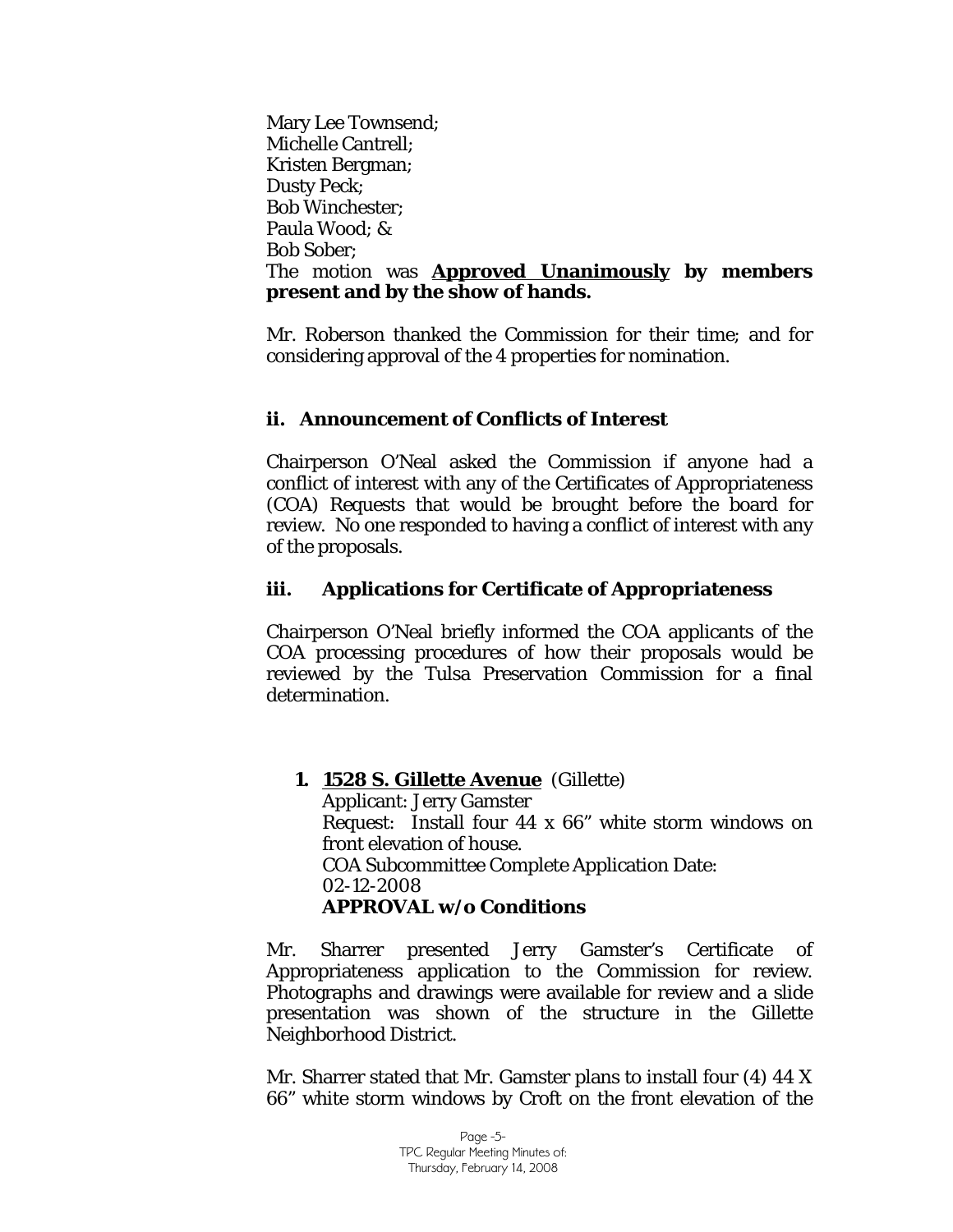Mary Lee Townsend;
Michelle Cantrell;
Kristen Bergman;
Dusty Peck;
Bob Winchester;
Paula Wood; &
Bob Sober;
The motion was **<u>Approved Unanimously</u> by members present and by the show of hands.**

Mr. Roberson thanked the Commission for their time; and for considering approval of the 4 properties for nomination.

### ii. Announcement of Conflicts of Interest

Chairperson O'Neal asked the Commission if anyone had a conflict of interest with any of the Certificates of Appropriateness (COA) Requests that would be brought before the board for review. No one responded to having a conflict of interest with any of the proposals.

### iii. Applications for Certificate of Appropriateness

Chairperson O'Neal briefly informed the COA applicants of the COA processing procedures of how their proposals would be reviewed by the Tulsa Preservation Commission for a final determination.

1. **<u>1528 S. Gillette Avenue</u>** (Gillette)
   Applicant: Jerry Gamster
   Request: Install four 44 x 66" white storm windows on front elevation of house.
   COA Subcommittee Complete Application Date: 02-12-2008
   **APPROVAL w/o Conditions**

Mr. Sharrer presented Jerry Gamster's Certificate of Appropriateness application to the Commission for review. Photographs and drawings were available for review and a slide presentation was shown of the structure in the Gillette Neighborhood District.

Mr. Sharrer stated that Mr. Gamster plans to install four (4) 44 X 66" white storm windows by Croft on the front elevation of the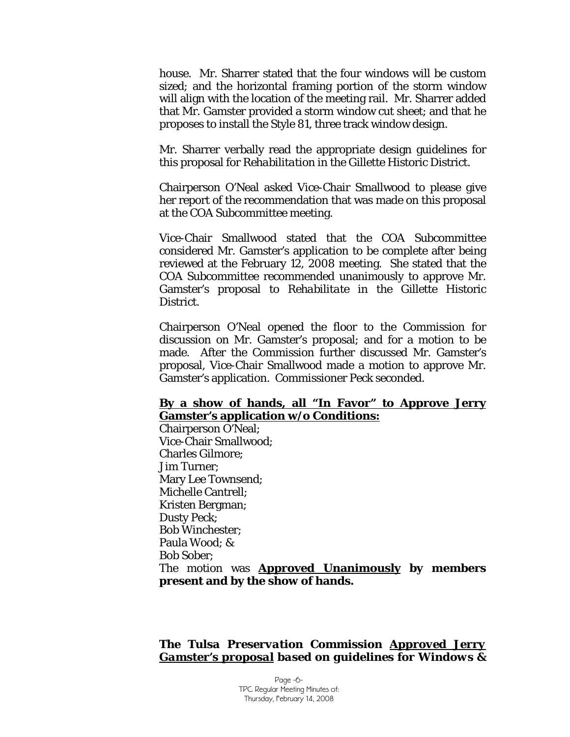house. Mr. Sharrer stated that the four windows will be custom sized; and the horizontal framing portion of the storm window will align with the location of the meeting rail. Mr. Sharrer added that Mr. Gamster provided a storm window cut sheet; and that he proposes to install the Style 81, three track window design.

Mr. Sharrer verbally read the appropriate design guidelines for this proposal for *Rehabilitation* in the Gillette Historic District.

Chairperson O'Neal asked Vice-Chair Smallwood to please give her report of the recommendation that was made on this proposal at the COA Subcommittee meeting.

Vice-Chair Smallwood stated that the COA Subcommittee considered Mr. Gamster's application to be complete after being reviewed at the February 12, 2008 meeting. She stated that the COA Subcommittee recommended unanimously to approve Mr. Gamster's proposal to *Rehabilitate* in the Gillette Historic District.

Chairperson O'Neal opened the floor to the Commission for discussion on Mr. Gamster's proposal; and for a motion to be made. After the Commission further discussed Mr. Gamster's proposal, Vice-Chair Smallwood made a motion to approve Mr. Gamster's application. Commissioner Peck seconded.

**By a show of hands, all "In Favor" to Approve Jerry Gamster's application w/o Conditions:**

Chairperson O'Neal;
Vice-Chair Smallwood;
Charles Gilmore;
Jim Turner;
Mary Lee Townsend;
Michelle Cantrell;
Kristen Bergman;
Dusty Peck;
Bob Winchester;
Paula Wood; &
Bob Sober;

The motion was **Approved Unanimously by members present and by the show of hands.**

***The Tulsa Preservation Commission Approved Jerry Gamster's proposal based on guidelines for Windows &***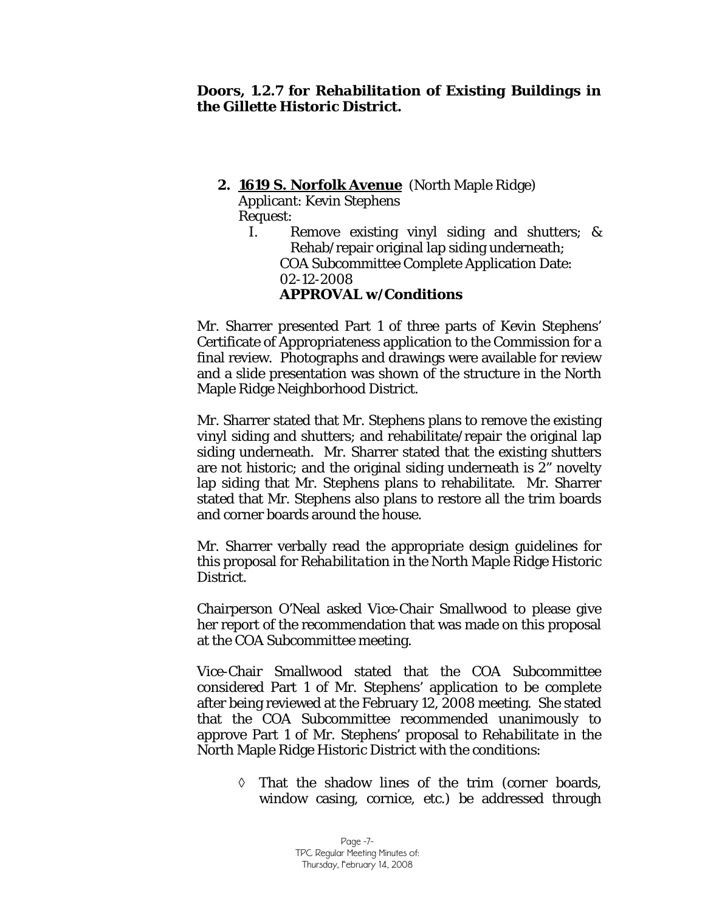***Doors, 1.2.7 for Rehabilitation of Existing Buildings in the Gillette Historic District.***

2. **1619 S. Norfolk Avenue** (North Maple Ridge)
   Applicant: Kevin Stephens
   Request:
   I. Remove existing vinyl siding and shutters; & Rehab/repair original lap siding underneath;
      COA Subcommittee Complete Application Date: 02-12-2008
      **APPROVAL w/Conditions**

Mr. Sharrer presented Part 1 of three parts of Kevin Stephens' Certificate of Appropriateness application to the Commission for a final review. Photographs and drawings were available for review and a slide presentation was shown of the structure in the North Maple Ridge Neighborhood District.

Mr. Sharrer stated that Mr. Stephens plans to remove the existing vinyl siding and shutters; and rehabilitate/repair the original lap siding underneath. Mr. Sharrer stated that the existing shutters are not historic; and the original siding underneath is 2" novelty lap siding that Mr. Stephens plans to rehabilitate. Mr. Sharrer stated that Mr. Stephens also plans to restore all the trim boards and corner boards around the house.

Mr. Sharrer verbally read the appropriate design guidelines for this proposal for *Rehabilitation* in the North Maple Ridge Historic District.

Chairperson O'Neal asked Vice-Chair Smallwood to please give her report of the recommendation that was made on this proposal at the COA Subcommittee meeting.

Vice-Chair Smallwood stated that the COA Subcommittee considered Part 1 of Mr. Stephens' application to be complete after being reviewed at the February 12, 2008 meeting. She stated that the COA Subcommittee recommended unanimously to approve Part 1 of Mr. Stephens' proposal to *Rehabilitate* in the North Maple Ridge Historic District with the conditions:

◊ That the shadow lines of the trim (corner boards, window casing, cornice, etc.) be addressed through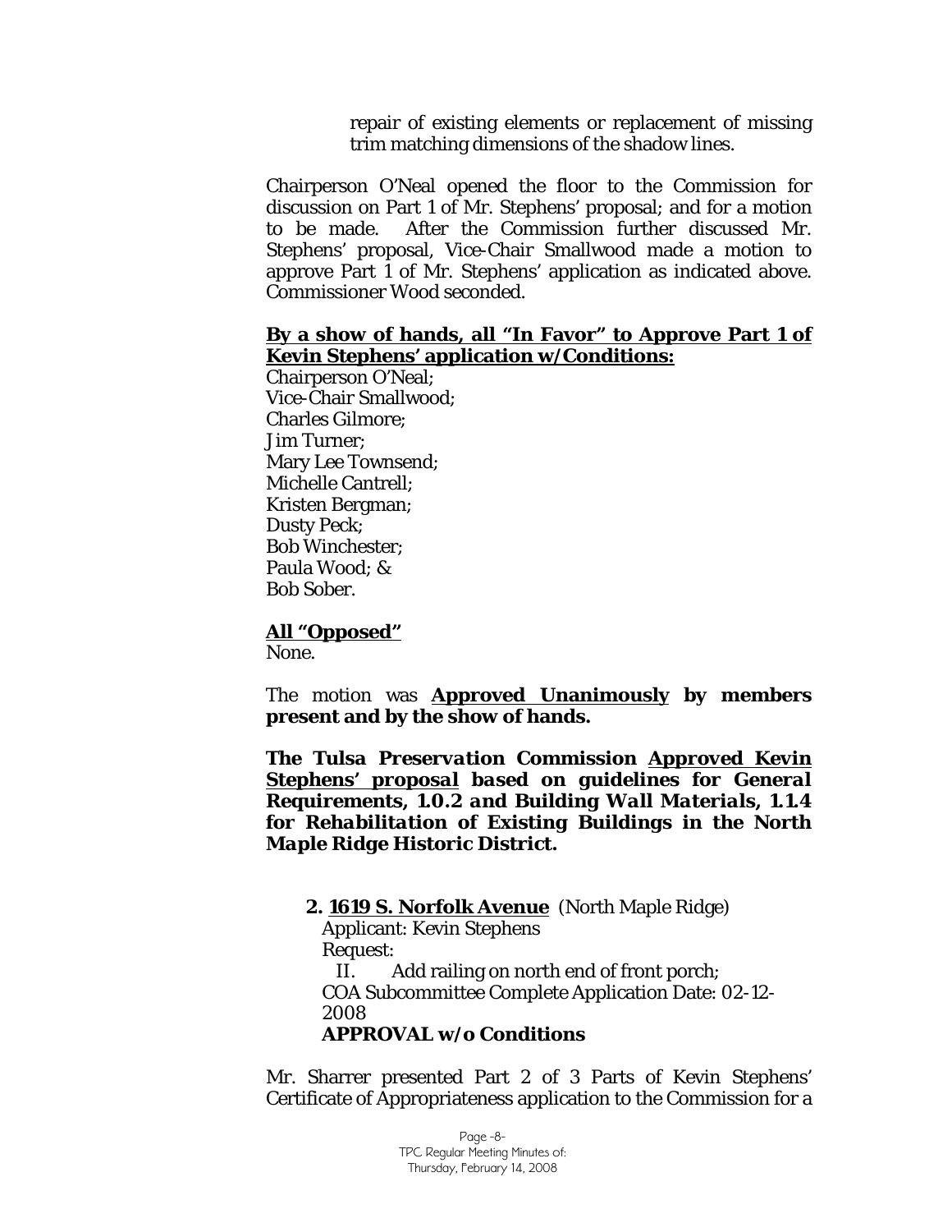repair of existing elements or replacement of missing trim matching dimensions of the shadow lines.

Chairperson O'Neal opened the floor to the Commission for discussion on Part 1 of Mr. Stephens' proposal; and for a motion to be made. After the Commission further discussed Mr. Stephens' proposal, Vice-Chair Smallwood made a motion to approve Part 1 of Mr. Stephens' application as indicated above. Commissioner Wood seconded.

**By a show of hands, all "In Favor" to Approve Part 1 of Kevin Stephens' application w/Conditions:**

Chairperson O'Neal;
Vice-Chair Smallwood;
Charles Gilmore;
Jim Turner;
Mary Lee Townsend;
Michelle Cantrell;
Kristen Bergman;
Dusty Peck;
Bob Winchester;
Paula Wood; &
Bob Sober.

**All "Opposed"**

None.

The motion was **Approved Unanimously by members present and by the show of hands.**

***The Tulsa Preservation Commission Approved Kevin Stephens' proposal based on guidelines for General Requirements, 1.0.2 and Building Wall Materials, 1.1.4 for Rehabilitation of Existing Buildings in the North Maple Ridge Historic District.***

**2. 1619 S. Norfolk Avenue** (North Maple Ridge)
Applicant: Kevin Stephens
Request:
II. Add railing on north end of front porch;
COA Subcommittee Complete Application Date: 02-12-2008
**APPROVAL w/o Conditions**

Mr. Sharrer presented Part 2 of 3 Parts of Kevin Stephens' Certificate of Appropriateness application to the Commission for a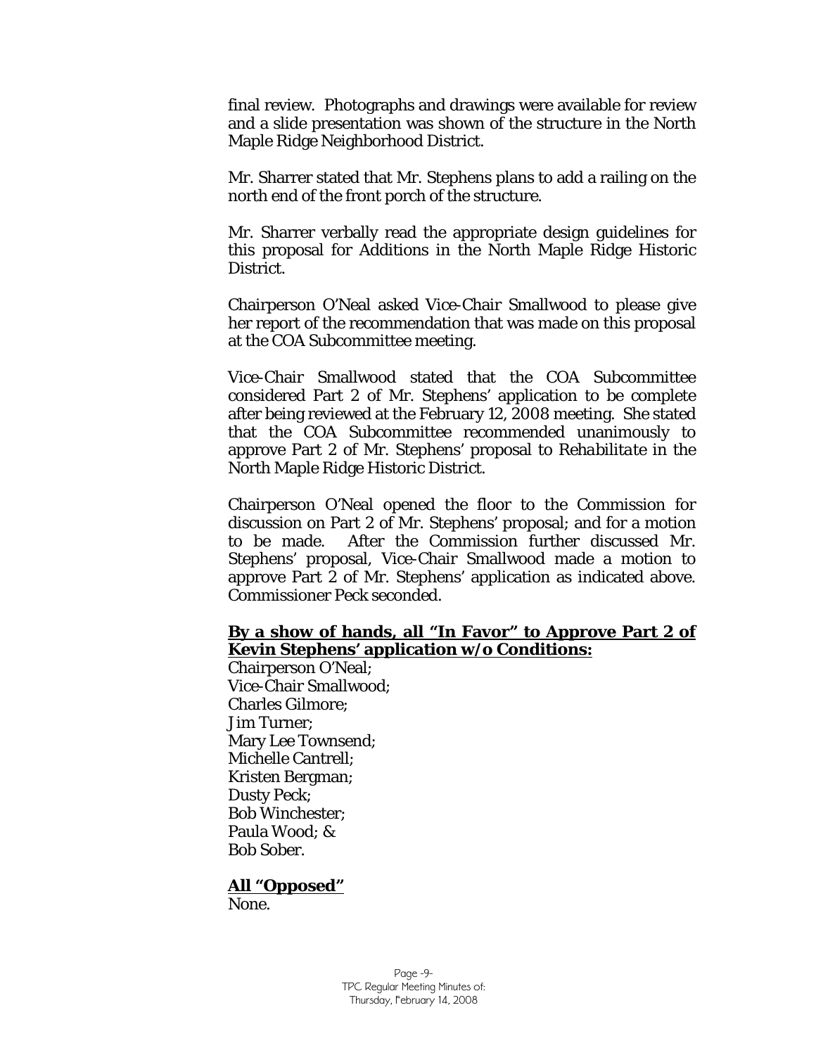final review. Photographs and drawings were available for review and a slide presentation was shown of the structure in the North Maple Ridge Neighborhood District.

Mr. Sharrer stated that Mr. Stephens plans to add a railing on the north end of the front porch of the structure.

Mr. Sharrer verbally read the appropriate design guidelines for this proposal for Additions in the North Maple Ridge Historic District.

Chairperson O'Neal asked Vice-Chair Smallwood to please give her report of the recommendation that was made on this proposal at the COA Subcommittee meeting.

Vice-Chair Smallwood stated that the COA Subcommittee considered Part 2 of Mr. Stephens' application to be complete after being reviewed at the February 12, 2008 meeting. She stated that the COA Subcommittee recommended unanimously to approve Part 2 of Mr. Stephens' proposal to *Rehabilitate* in the North Maple Ridge Historic District.

Chairperson O'Neal opened the floor to the Commission for discussion on Part 2 of Mr. Stephens' proposal; and for a motion to be made. After the Commission further discussed Mr. Stephens' proposal, Vice-Chair Smallwood made a motion to approve Part 2 of Mr. Stephens' application as indicated above. Commissioner Peck seconded.

**By a show of hands, all "In Favor" to Approve Part 2 of Kevin Stephens' application w/o Conditions:**

Chairperson O'Neal;
Vice-Chair Smallwood;
Charles Gilmore;
Jim Turner;
Mary Lee Townsend;
Michelle Cantrell;
Kristen Bergman;
Dusty Peck;
Bob Winchester;
Paula Wood; &
Bob Sober.

**All "Opposed"**

None.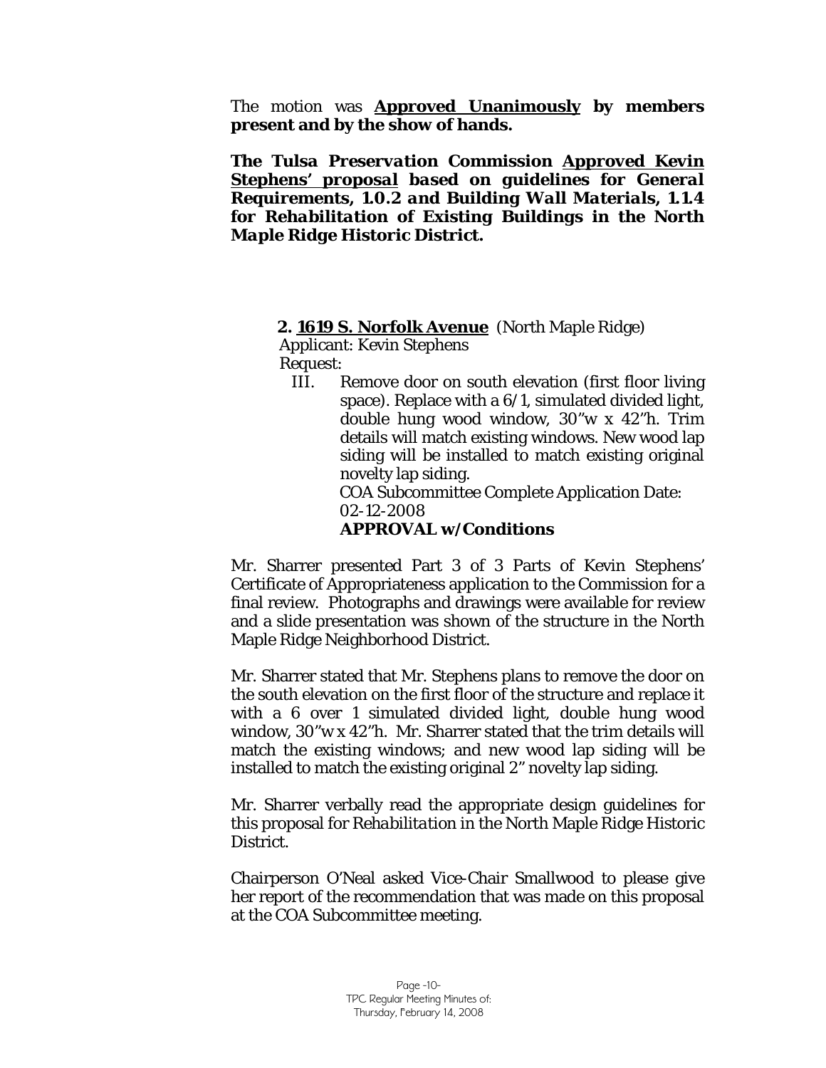The motion was **Approved Unanimously by members present and by the show of hands.**

***The Tulsa Preservation Commission Approved Kevin Stephens' proposal based on guidelines for General Requirements, 1.0.2 and Building Wall Materials, 1.1.4 for Rehabilitation of Existing Buildings in the North Maple Ridge Historic District.***

**2. 1619 S. Norfolk Avenue** (North Maple Ridge)
Applicant: Kevin Stephens
Request:

III. Remove door on south elevation (first floor living space). Replace with a 6/1, simulated divided light, double hung wood window, 30"w x 42"h. Trim details will match existing windows. New wood lap siding will be installed to match existing original novelty lap siding.
COA Subcommittee Complete Application Date: 02-12-2008
**APPROVAL w/Conditions**

Mr. Sharrer presented Part 3 of 3 Parts of Kevin Stephens' Certificate of Appropriateness application to the Commission for a final review. Photographs and drawings were available for review and a slide presentation was shown of the structure in the North Maple Ridge Neighborhood District.

Mr. Sharrer stated that Mr. Stephens plans to remove the door on the south elevation on the first floor of the structure and replace it with a 6 over 1 simulated divided light, double hung wood window, 30"w x 42"h. Mr. Sharrer stated that the trim details will match the existing windows; and new wood lap siding will be installed to match the existing original 2" novelty lap siding.

Mr. Sharrer verbally read the appropriate design guidelines for this proposal for *Rehabilitation* in the North Maple Ridge Historic District.

Chairperson O'Neal asked Vice-Chair Smallwood to please give her report of the recommendation that was made on this proposal at the COA Subcommittee meeting.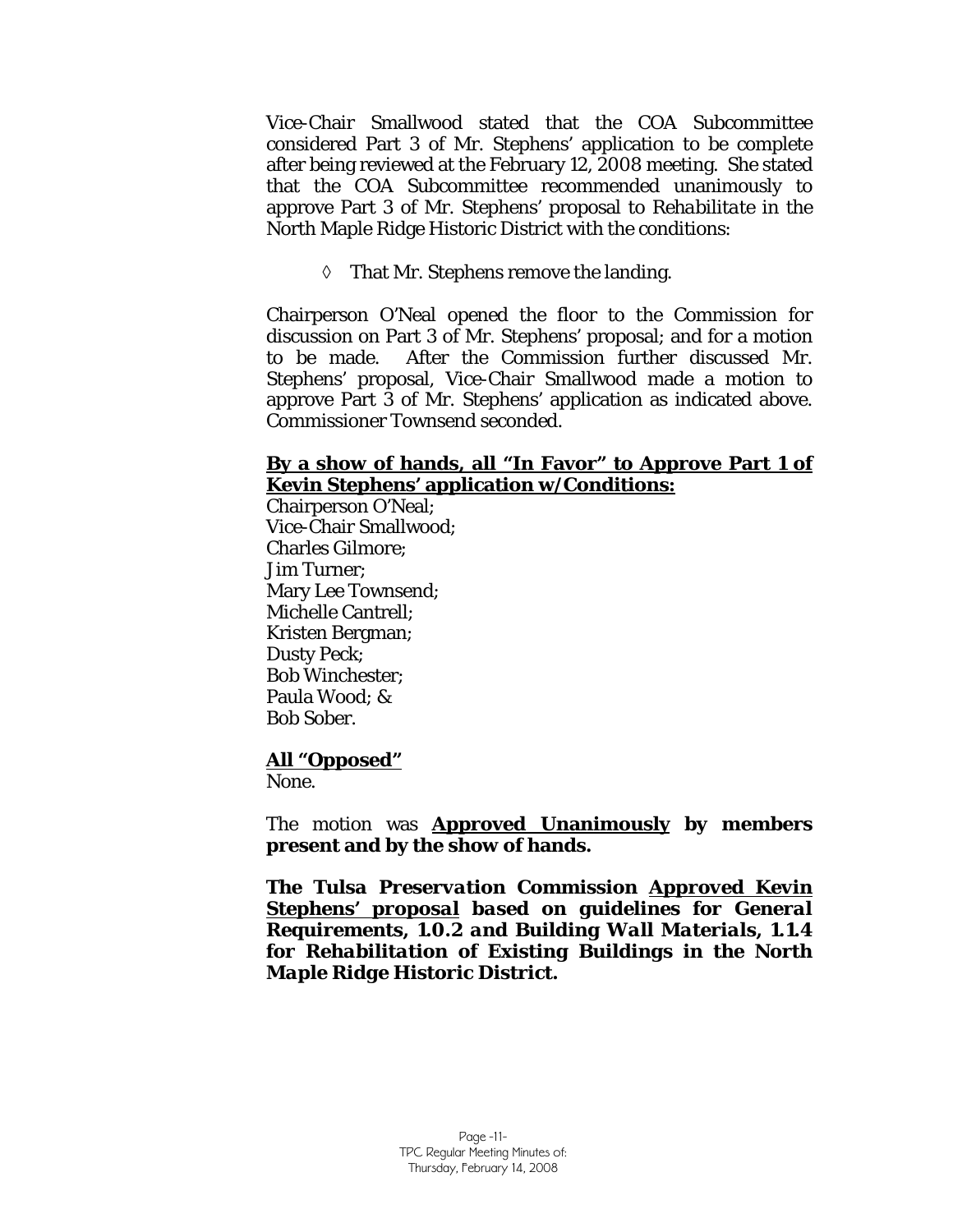Vice-Chair Smallwood stated that the COA Subcommittee considered Part 3 of Mr. Stephens' application to be complete after being reviewed at the February 12, 2008 meeting. She stated that the COA Subcommittee recommended unanimously to approve Part 3 of Mr. Stephens' proposal to *Rehabilitate* in the North Maple Ridge Historic District with the conditions:

◊ That Mr. Stephens remove the landing.

Chairperson O'Neal opened the floor to the Commission for discussion on Part 3 of Mr. Stephens' proposal; and for a motion to be made. After the Commission further discussed Mr. Stephens' proposal, Vice-Chair Smallwood made a motion to approve Part 3 of Mr. Stephens' application as indicated above. Commissioner Townsend seconded.

**<u>By a show of hands, all "In Favor" to Approve Part 1 of Kevin Stephens' application w/Conditions:</u>**

Chairperson O'Neal;
Vice-Chair Smallwood;
Charles Gilmore;
Jim Turner;
Mary Lee Townsend;
Michelle Cantrell;
Kristen Bergman;
Dusty Peck;
Bob Winchester;
Paula Wood; &
Bob Sober.

**<u>All "Opposed"</u>**

None.

The motion was **<u>Approved Unanimously</u> by members present and by the show of hands.**

***The Tulsa Preservation Commission <u>Approved Kevin Stephens' proposal</u> based on guidelines for General Requirements, 1.0.2 and Building Wall Materials, 1.1.4 for Rehabilitation of Existing Buildings in the North Maple Ridge Historic District.***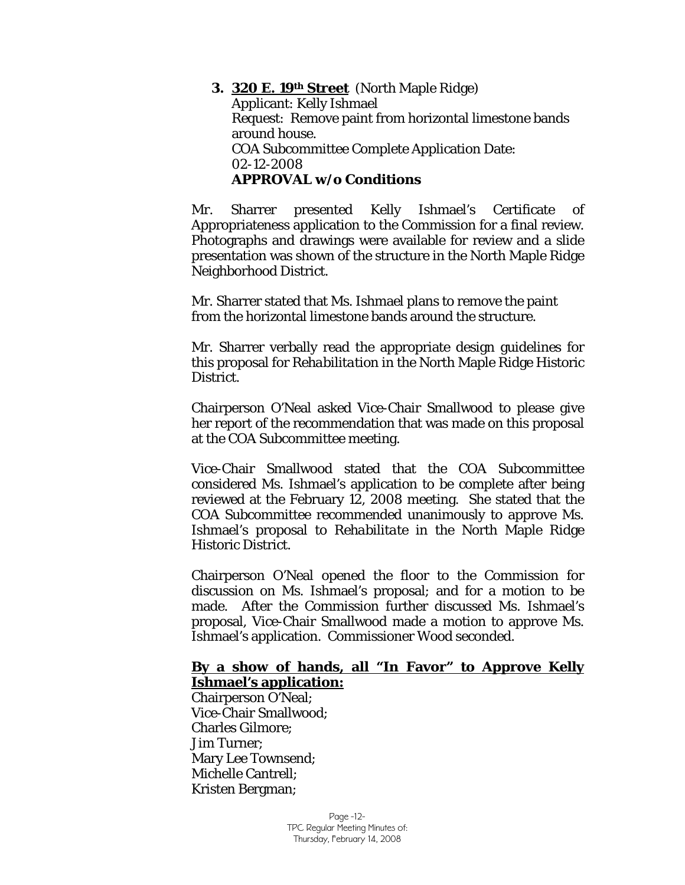**3. <u>320 E. 19th Street</u>** (North Maple Ridge)
Applicant: Kelly Ishmael
Request: Remove paint from horizontal limestone bands around house.
COA Subcommittee Complete Application Date: 02-12-2008
**APPROVAL w/o Conditions**

Mr. Sharrer presented Kelly Ishmael's Certificate of Appropriateness application to the Commission for a final review. Photographs and drawings were available for review and a slide presentation was shown of the structure in the North Maple Ridge Neighborhood District.

Mr. Sharrer stated that Ms. Ishmael plans to remove the paint from the horizontal limestone bands around the structure.

Mr. Sharrer verbally read the appropriate design guidelines for this proposal for *Rehabilitation* in the North Maple Ridge Historic District.

Chairperson O'Neal asked Vice-Chair Smallwood to please give her report of the recommendation that was made on this proposal at the COA Subcommittee meeting.

Vice-Chair Smallwood stated that the COA Subcommittee considered Ms. Ishmael's application to be complete after being reviewed at the February 12, 2008 meeting. She stated that the COA Subcommittee recommended unanimously to approve Ms. Ishmael's proposal to *Rehabilitate* in the North Maple Ridge Historic District.

Chairperson O'Neal opened the floor to the Commission for discussion on Ms. Ishmael's proposal; and for a motion to be made. After the Commission further discussed Ms. Ishmael's proposal, Vice-Chair Smallwood made a motion to approve Ms. Ishmael's application. Commissioner Wood seconded.

**<u>By a show of hands, all "In Favor" to Approve Kelly Ishmael's application:</u>**
Chairperson O'Neal;
Vice-Chair Smallwood;
Charles Gilmore;
Jim Turner;
Mary Lee Townsend;
Michelle Cantrell;
Kristen Bergman;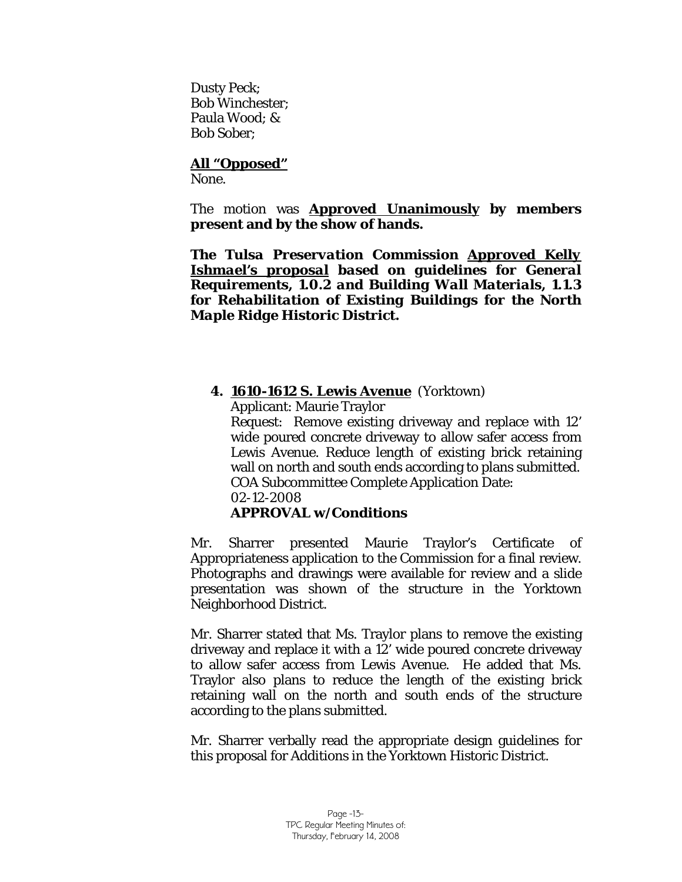Dusty Peck;
Bob Winchester;
Paula Wood; &
Bob Sober;

**All "Opposed"**
None.

The motion was **Approved Unanimously by members present and by the show of hands.**

***The Tulsa Preservation Commission Approved Kelly Ishmael's proposal based on guidelines for General Requirements, 1.0.2 and Building Wall Materials, 1.1.3 for Rehabilitation of Existing Buildings for the North Maple Ridge Historic District.***

**4. 1610-1612 S. Lewis Avenue** (Yorktown)
Applicant: Maurie Traylor
Request: Remove existing driveway and replace with 12' wide poured concrete driveway to allow safer access from Lewis Avenue. Reduce length of existing brick retaining wall on north and south ends according to plans submitted.
COA Subcommittee Complete Application Date:
02-12-2008
**APPROVAL w/Conditions**

Mr. Sharrer presented Maurie Traylor's Certificate of Appropriateness application to the Commission for a final review. Photographs and drawings were available for review and a slide presentation was shown of the structure in the Yorktown Neighborhood District.

Mr. Sharrer stated that Ms. Traylor plans to remove the existing driveway and replace it with a 12' wide poured concrete driveway to allow safer access from Lewis Avenue. He added that Ms. Traylor also plans to reduce the length of the existing brick retaining wall on the north and south ends of the structure according to the plans submitted.

Mr. Sharrer verbally read the appropriate design guidelines for this proposal for Additions in the Yorktown Historic District.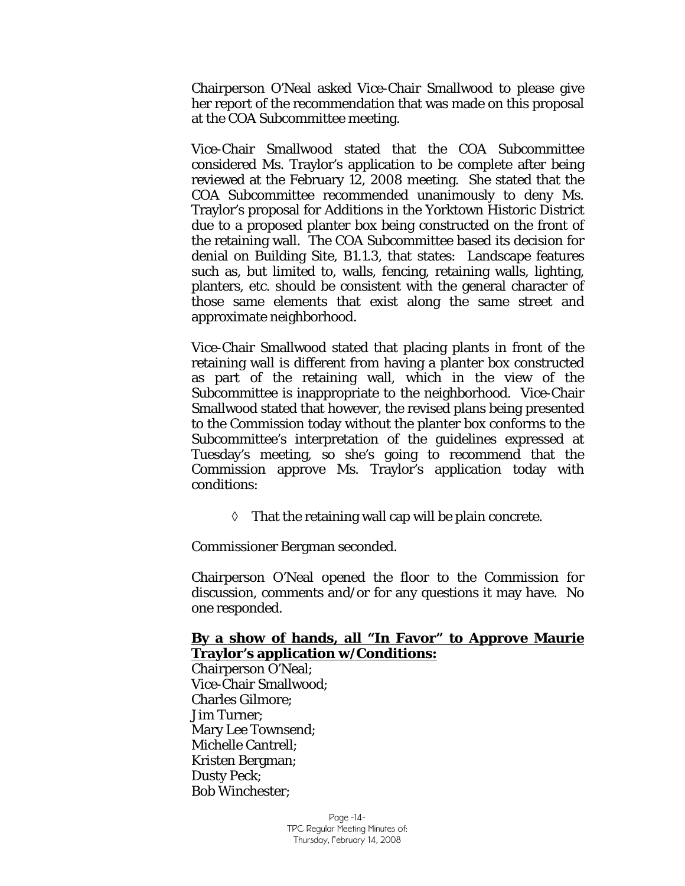Chairperson O'Neal asked Vice-Chair Smallwood to please give her report of the recommendation that was made on this proposal at the COA Subcommittee meeting.

Vice-Chair Smallwood stated that the COA Subcommittee considered Ms. Traylor's application to be complete after being reviewed at the February 12, 2008 meeting. She stated that the COA Subcommittee recommended unanimously to deny Ms. Traylor's proposal for Additions in the Yorktown Historic District due to a proposed planter box being constructed on the front of the retaining wall. The COA Subcommittee based its decision for denial on Building Site, B1.1.3, that states: Landscape features such as, but limited to, walls, fencing, retaining walls, lighting, planters, etc. should be consistent with the general character of those same elements that exist along the same street and approximate neighborhood.

Vice-Chair Smallwood stated that placing plants in front of the retaining wall is different from having a planter box constructed as part of the retaining wall, which in the view of the Subcommittee is inappropriate to the neighborhood. Vice-Chair Smallwood stated that however, the revised plans being presented to the Commission today without the planter box conforms to the Subcommittee's interpretation of the guidelines expressed at Tuesday's meeting, so she's going to recommend that the Commission approve Ms. Traylor's application today with conditions:

- That the retaining wall cap will be plain concrete.

Commissioner Bergman seconded.

Chairperson O'Neal opened the floor to the Commission for discussion, comments and/or for any questions it may have. No one responded.

**By a show of hands, all "In Favor" to Approve Maurie Traylor's application w/Conditions:**

Chairperson O'Neal;
Vice-Chair Smallwood;
Charles Gilmore;
Jim Turner;
Mary Lee Townsend;
Michelle Cantrell;
Kristen Bergman;
Dusty Peck;
Bob Winchester;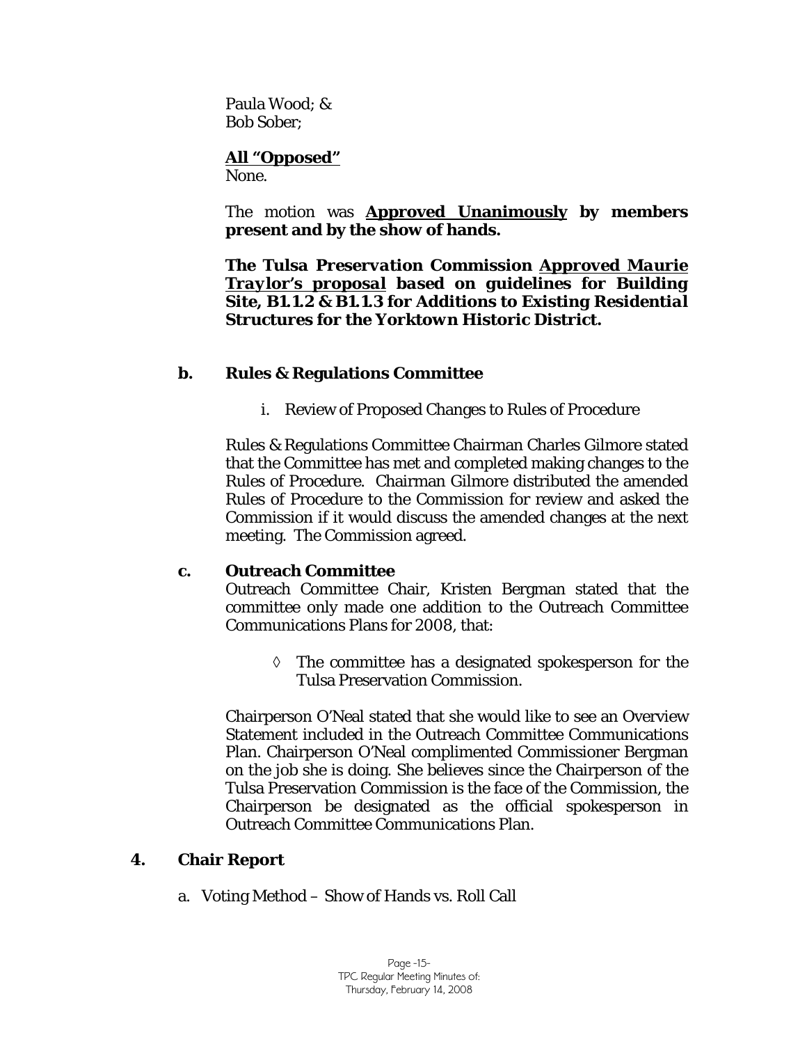Paula Wood; &
Bob Sober;

**All "Opposed"**
None.

The motion was **Approved Unanimously by members present and by the show of hands.**

***The Tulsa Preservation Commission Approved Maurie Traylor's proposal based on guidelines for Building Site, B1.1.2 & B1.1.3 for Additions to Existing Residential Structures for the Yorktown Historic District.***

**b. Rules & Regulations Committee**

i. Review of Proposed Changes to Rules of Procedure

Rules & Regulations Committee Chairman Charles Gilmore stated that the Committee has met and completed making changes to the Rules of Procedure. Chairman Gilmore distributed the amended Rules of Procedure to the Commission for review and asked the Commission if it would discuss the amended changes at the next meeting. The Commission agreed.

**c. Outreach Committee**

Outreach Committee Chair, Kristen Bergman stated that the committee only made one addition to the Outreach Committee Communications Plans for 2008, that:

◊ The committee has a designated spokesperson for the Tulsa Preservation Commission.

Chairperson O'Neal stated that she would like to see an Overview Statement included in the Outreach Committee Communications Plan. Chairperson O'Neal complimented Commissioner Bergman on the job she is doing. She believes since the Chairperson of the Tulsa Preservation Commission is the face of the Commission, the Chairperson be designated as the official spokesperson in Outreach Committee Communications Plan.

## 4. Chair Report

a. Voting Method – Show of Hands vs. Roll Call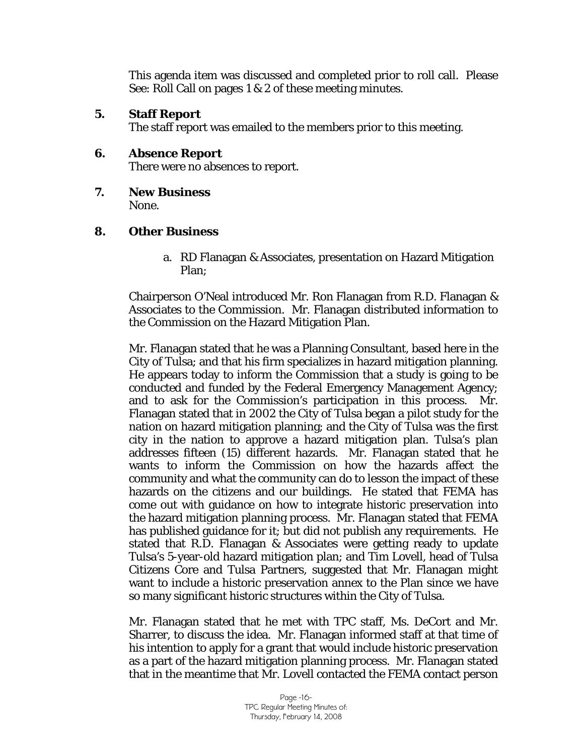This agenda item was discussed and completed prior to roll call. Please See: Roll Call on pages 1 & 2 of these meeting minutes.

**5. Staff Report**

The staff report was emailed to the members prior to this meeting.

**6. Absence Report**

There were no absences to report.

**7. New Business**

None.

**8. Other Business**

a. RD Flanagan & Associates, presentation on Hazard Mitigation Plan;

Chairperson O'Neal introduced Mr. Ron Flanagan from R.D. Flanagan & Associates to the Commission. Mr. Flanagan distributed information to the Commission on the Hazard Mitigation Plan.

Mr. Flanagan stated that he was a Planning Consultant, based here in the City of Tulsa; and that his firm specializes in hazard mitigation planning. He appears today to inform the Commission that a study is going to be conducted and funded by the Federal Emergency Management Agency; and to ask for the Commission's participation in this process. Mr. Flanagan stated that in 2002 the City of Tulsa began a pilot study for the nation on hazard mitigation planning; and the City of Tulsa was the first city in the nation to approve a hazard mitigation plan. Tulsa's plan addresses fifteen (15) different hazards. Mr. Flanagan stated that he wants to inform the Commission on how the hazards affect the community and what the community can do to lesson the impact of these hazards on the citizens and our buildings. He stated that FEMA has come out with guidance on how to integrate historic preservation into the hazard mitigation planning process. Mr. Flanagan stated that FEMA has published guidance for it; but did not publish any requirements. He stated that R.D. Flanagan & Associates were getting ready to update Tulsa's 5-year-old hazard mitigation plan; and Tim Lovell, head of Tulsa Citizens Core and Tulsa Partners, suggested that Mr. Flanagan might want to include a historic preservation annex to the Plan since we have so many significant historic structures within the City of Tulsa.

Mr. Flanagan stated that he met with TPC staff, Ms. DeCort and Mr. Sharrer, to discuss the idea. Mr. Flanagan informed staff at that time of his intention to apply for a grant that would include historic preservation as a part of the hazard mitigation planning process. Mr. Flanagan stated that in the meantime that Mr. Lovell contacted the FEMA contact person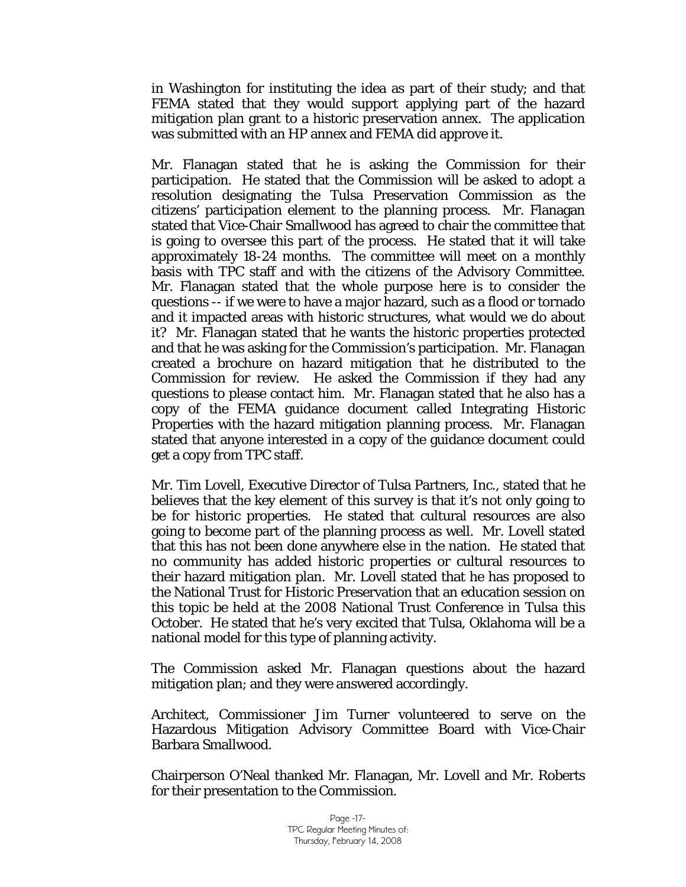in Washington for instituting the idea as part of their study; and that FEMA stated that they would support applying part of the hazard mitigation plan grant to a historic preservation annex. The application was submitted with an HP annex and FEMA did approve it.

Mr. Flanagan stated that he is asking the Commission for their participation. He stated that the Commission will be asked to adopt a resolution designating the Tulsa Preservation Commission as the citizens' participation element to the planning process. Mr. Flanagan stated that Vice-Chair Smallwood has agreed to chair the committee that is going to oversee this part of the process. He stated that it will take approximately 18-24 months. The committee will meet on a monthly basis with TPC staff and with the citizens of the Advisory Committee. Mr. Flanagan stated that the whole purpose here is to consider the questions -- if we were to have a major hazard, such as a flood or tornado and it impacted areas with historic structures, what would we do about it? Mr. Flanagan stated that he wants the historic properties protected and that he was asking for the Commission's participation. Mr. Flanagan created a brochure on hazard mitigation that he distributed to the Commission for review. He asked the Commission if they had any questions to please contact him. Mr. Flanagan stated that he also has a copy of the FEMA guidance document called Integrating Historic Properties with the hazard mitigation planning process. Mr. Flanagan stated that anyone interested in a copy of the guidance document could get a copy from TPC staff.

Mr. Tim Lovell, Executive Director of Tulsa Partners, Inc., stated that he believes that the key element of this survey is that it's not only going to be for historic properties. He stated that cultural resources are also going to become part of the planning process as well. Mr. Lovell stated that this has not been done anywhere else in the nation. He stated that no community has added historic properties or cultural resources to their hazard mitigation plan. Mr. Lovell stated that he has proposed to the National Trust for Historic Preservation that an education session on this topic be held at the 2008 National Trust Conference in Tulsa this October. He stated that he's very excited that Tulsa, Oklahoma will be a national model for this type of planning activity.

The Commission asked Mr. Flanagan questions about the hazard mitigation plan; and they were answered accordingly.

Architect, Commissioner Jim Turner volunteered to serve on the Hazardous Mitigation Advisory Committee Board with Vice-Chair Barbara Smallwood.

Chairperson O'Neal thanked Mr. Flanagan, Mr. Lovell and Mr. Roberts for their presentation to the Commission.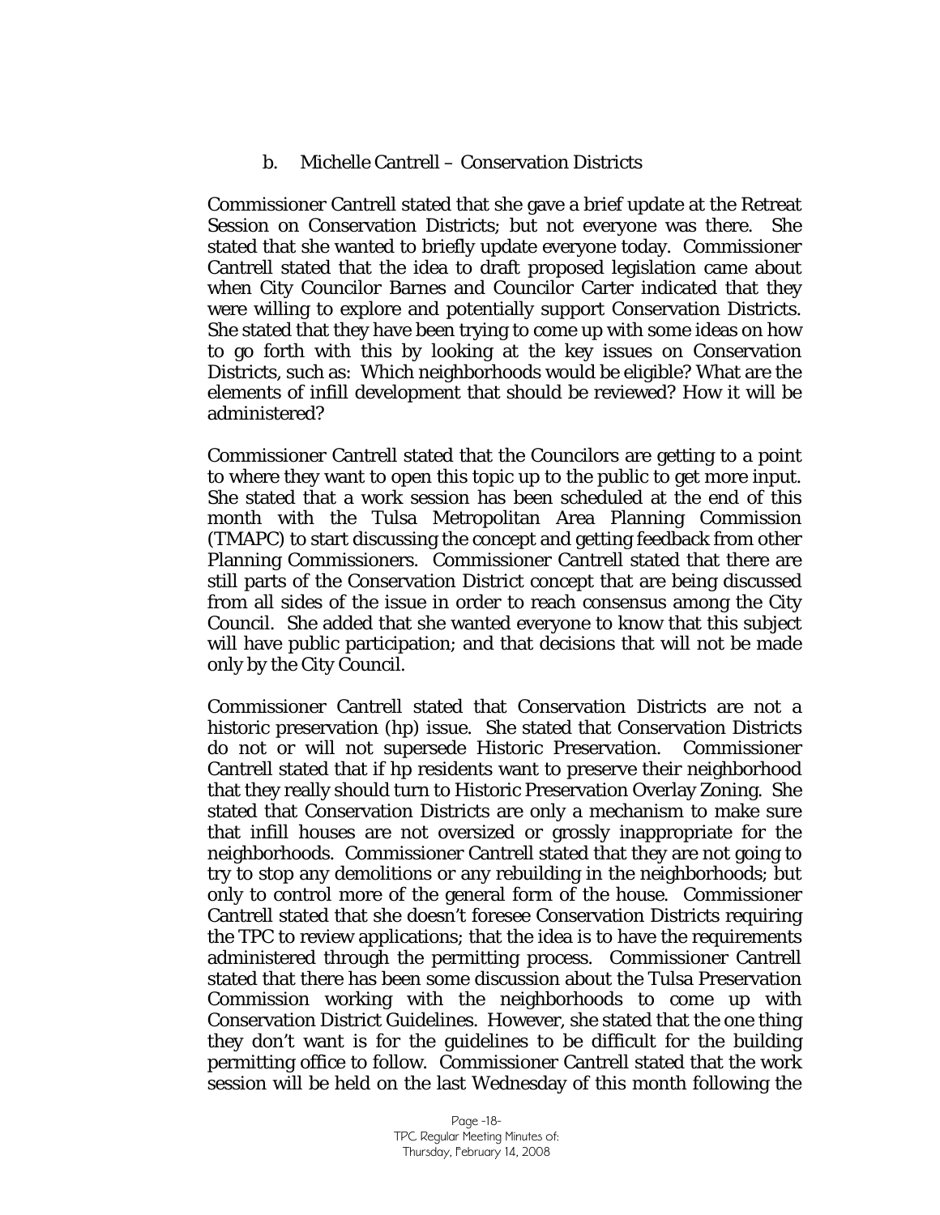b. Michelle Cantrell – Conservation Districts

Commissioner Cantrell stated that she gave a brief update at the Retreat Session on Conservation Districts; but not everyone was there. She stated that she wanted to briefly update everyone today. Commissioner Cantrell stated that the idea to draft proposed legislation came about when City Councilor Barnes and Councilor Carter indicated that they were willing to explore and potentially support Conservation Districts. She stated that they have been trying to come up with some ideas on how to go forth with this by looking at the key issues on Conservation Districts, such as: Which neighborhoods would be eligible? What are the elements of infill development that should be reviewed? How it will be administered?

Commissioner Cantrell stated that the Councilors are getting to a point to where they want to open this topic up to the public to get more input. She stated that a work session has been scheduled at the end of this month with the Tulsa Metropolitan Area Planning Commission (TMAPC) to start discussing the concept and getting feedback from other Planning Commissioners. Commissioner Cantrell stated that there are still parts of the Conservation District concept that are being discussed from all sides of the issue in order to reach consensus among the City Council. She added that she wanted everyone to know that this subject will have public participation; and that decisions that will not be made only by the City Council.

Commissioner Cantrell stated that Conservation Districts are not a historic preservation (hp) issue. She stated that Conservation Districts do not or will not supersede Historic Preservation. Commissioner Cantrell stated that if hp residents want to preserve their neighborhood that they really should turn to Historic Preservation Overlay Zoning. She stated that Conservation Districts are only a mechanism to make sure that infill houses are not oversized or grossly inappropriate for the neighborhoods. Commissioner Cantrell stated that they are not going to try to stop any demolitions or any rebuilding in the neighborhoods; but only to control more of the general form of the house. Commissioner Cantrell stated that she doesn't foresee Conservation Districts requiring the TPC to review applications; that the idea is to have the requirements administered through the permitting process. Commissioner Cantrell stated that there has been some discussion about the Tulsa Preservation Commission working with the neighborhoods to come up with Conservation District Guidelines. However, she stated that the one thing they don't want is for the guidelines to be difficult for the building permitting office to follow. Commissioner Cantrell stated that the work session will be held on the last Wednesday of this month following the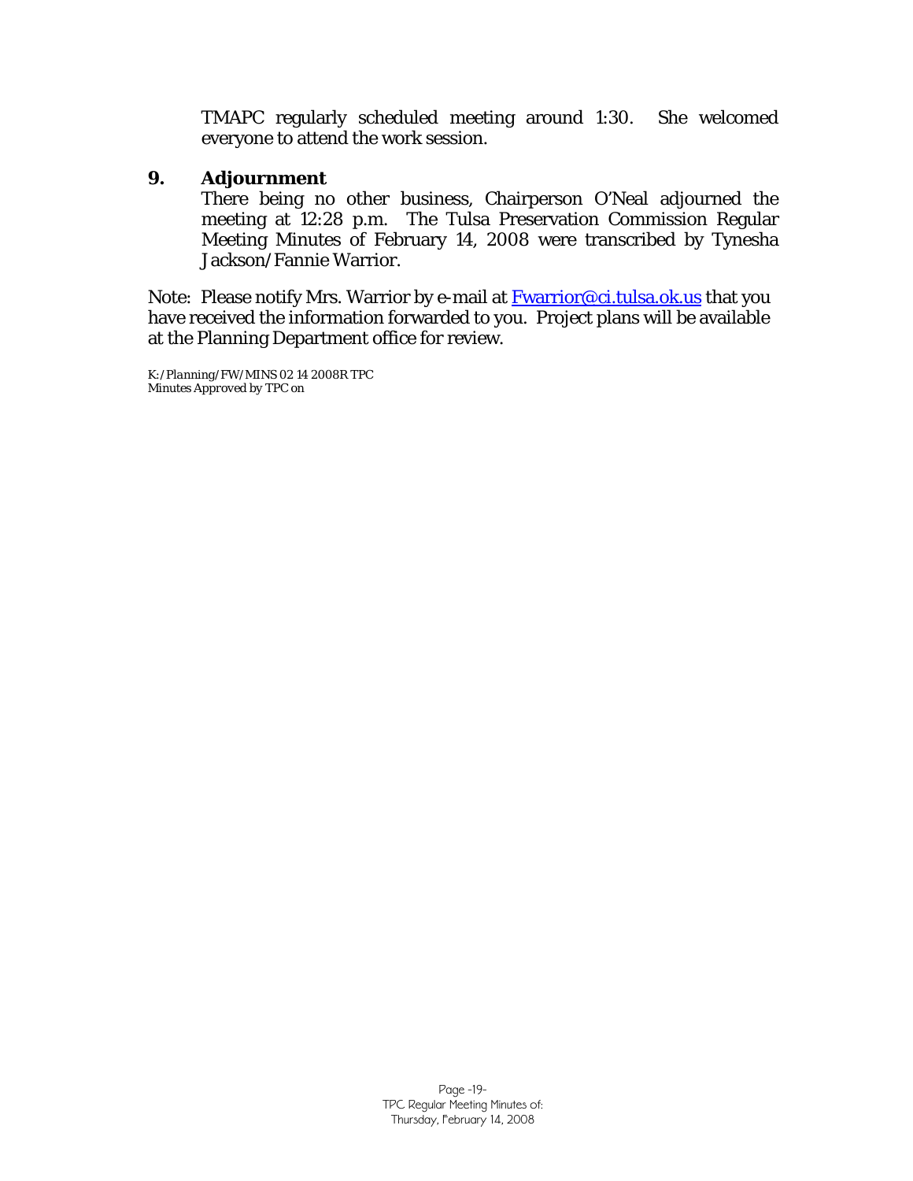TMAPC regularly scheduled meeting around 1:30. She welcomed everyone to attend the work session.

**9. Adjournment**

There being no other business, Chairperson O'Neal adjourned the meeting at 12:28 p.m. The Tulsa Preservation Commission Regular Meeting Minutes of February 14, 2008 were transcribed by Tynesha Jackson/Fannie Warrior.

Note: Please notify Mrs. Warrior by e-mail at Fwarrior@ci.tulsa.ok.us that you have received the information forwarded to you. Project plans will be available at the Planning Department office for review.

*K:/Planning/FW/MINS 02 14 2008R TPC*
*Minutes Approved by TPC on*